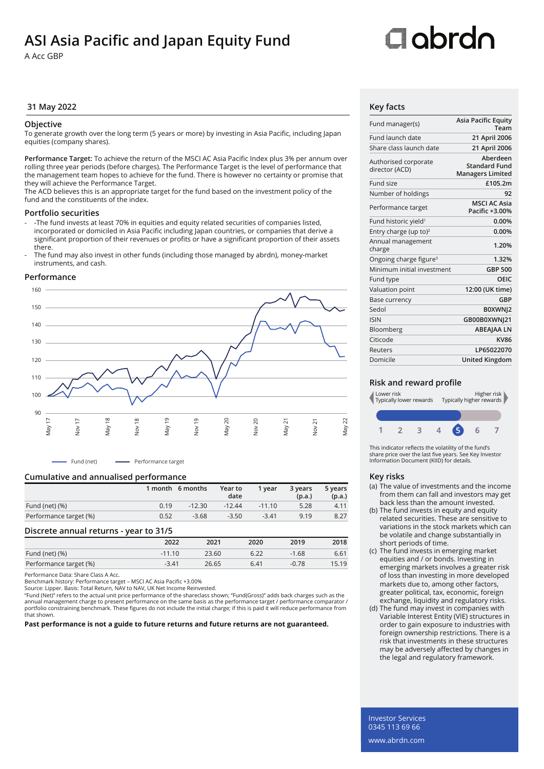# ASI Asia Pacific and Japan Equity Fund

A Acc GBP

31 May 2022

## Objective

To generate growth over the long term (5 years or more) by investing in Asia Pacific, including Japan equities (company shares).

**Performance Target:** To achieve the return of the MSCI AC Asia Pacific Index plus 3% per annum over rolling three year periods (before charges). The Performance Target is the level of performance that the management team hopes to achieve for the fund. There is however no certainty or promise that they will achieve the Performance Target.
The ACD believes this is an appropriate target for the fund based on the investment policy of the fund and the constituents of the index.

## Portfolio securities

- -The fund invests at least 70% in equities and equity related securities of companies listed, incorporated or domiciled in Asia Pacific including Japan countries, or companies that derive a significant proportion of their revenues or profits or have a significant proportion of their assets there.
- The fund may also invest in other funds (including those managed by abrdn), money-market instruments, and cash.

## Performance

Fund (net) — Performance target

## Cumulative and annualised performance

| | 1 month | 6 months | Year to date | 1 year | 3 years (p.a.) | 5 years (p.a.) |
|---|---|---|---|---|---|---|
| Fund (net) (%) | 0.19 | -12.30 | -12.44 | -11.10 | 5.28 | 4.11 |
| Performance target (%) | 0.52 | -3.68 | -3.50 | -3.41 | 9.19 | 8.27 |

## Discrete annual returns - year to 31/5

| | 2022 | 2021 | 2020 | 2019 | 2018 |
|---|---|---|---|---|---|
| Fund (net) (%) | -11.10 | 23.60 | 6.22 | -1.68 | 6.61 |
| Performance target (%) | -3.41 | 26.65 | 6.41 | -0.78 | 15.19 |

Performance Data: Share Class A Acc.
Benchmark history: Performance target – MSCI AC Asia Pacific +3.00%
Source: Lipper. Basis: Total Return, NAV to NAV, UK Net Income Reinvested.
"Fund (Net)" refers to the actual unit price performance of the shareclass shown; "Fund(Gross)" adds back charges such as the annual management charge to present performance on the same basis as the performance target / performance comparator / portfolio constraining benchmark. These figures do not include the initial charge; if this is paid it will reduce performance from that shown.

**Past performance is not a guide to future returns and future returns are not guaranteed.**

## Key facts

| | |
|---|---|
| Fund manager(s) | Asia Pacific Equity Team |
| Fund launch date | 21 April 2006 |
| Share class launch date | 21 April 2006 |
| Authorised corporate director (ACD) | Aberdeen Standard Fund Managers Limited |
| Fund size | £105.2m |
| Number of holdings | 92 |
| Performance target | MSCI AC Asia Pacific +3.00% |
| Fund historic yield[1] | 0.00% |
| Entry charge (up to)[2] | 0.00% |
| Annual management charge | 1.20% |
| Ongoing charge figure[3] | 1.32% |
| Minimum initial investment | GBP 500 |
| Fund type | OEIC |
| Valuation point | 12:00 (UK time) |
| Base currency | GBP |
| Sedol | B0XWNJ2 |
| ISIN | GB00B0XWNJ21 |
| Bloomberg | ABEAJAA LN |
| Citicode | KV86 |
| Reuters | LP65022070 |
| Domicile | United Kingdom |

## Risk and reward profile

Lower risk — Typically lower rewards | Higher risk — Typically higher rewards

1 2 3 4 **5** 6 7

This indicator reflects the volatility of the fund's share price over the last five years. See Key Investor Information Document (KIID) for details.

## Key risks

(a) The value of investments and the income from them can fall and investors may get back less than the amount invested.
(b) The fund invests in equity and equity related securities. These are sensitive to variations in the stock markets which can be volatile and change substantially in short periods of time.
(c) The fund invests in emerging market equities and / or bonds. Investing in emerging markets involves a greater risk of loss than investing in more developed markets due to, among other factors, greater political, tax, economic, foreign exchange, liquidity and regulatory risks.
(d) The fund may invest in companies with Variable Interest Entity (VIE) structures in order to gain exposure to industries with foreign ownership restrictions. There is a risk that investments in these structures may be adversely affected by changes in the legal and regulatory framework.

Investor Services
0345 113 69 66
www.abrdn.com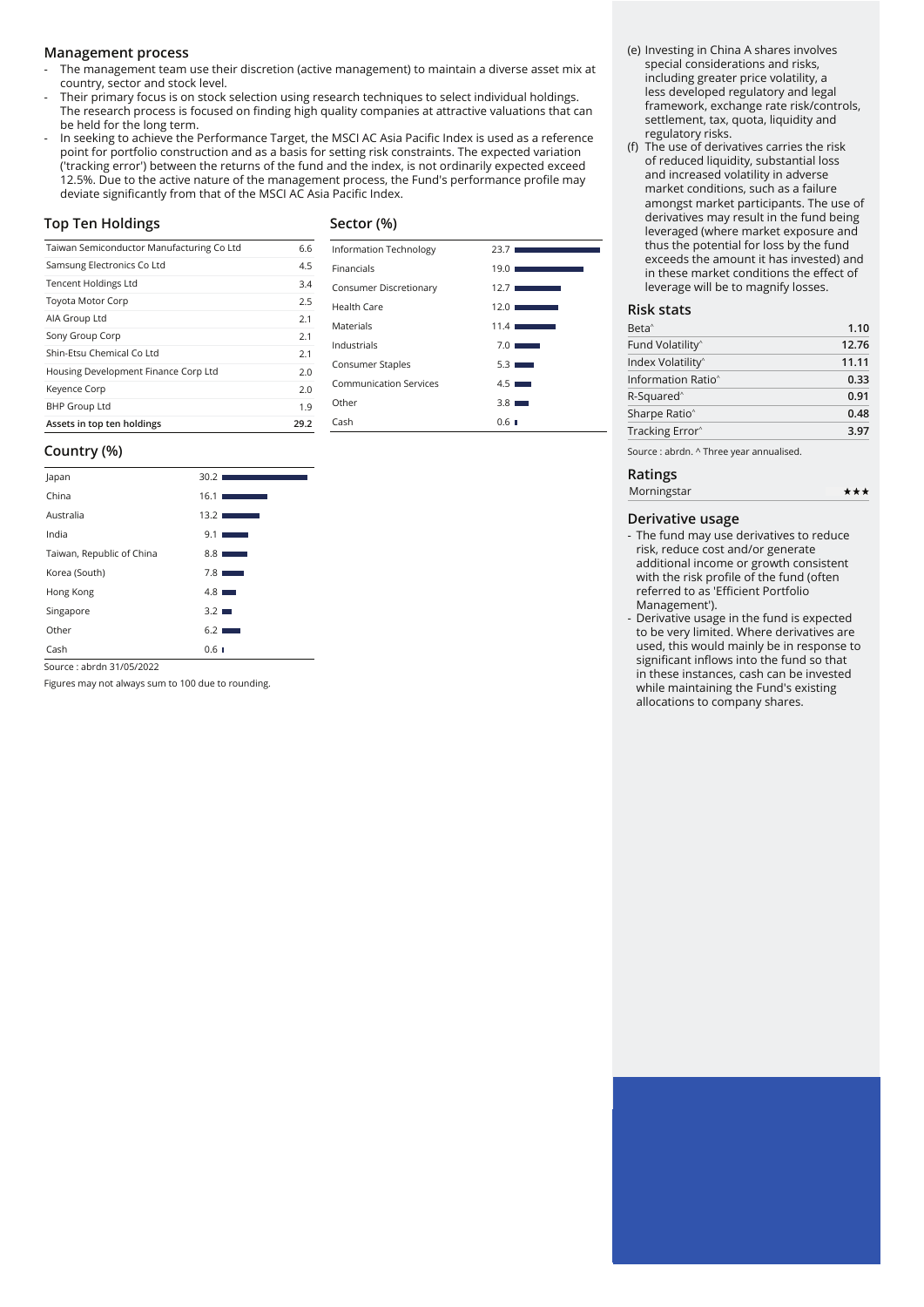## Management process

- The management team use their discretion (active management) to maintain a diverse asset mix at country, sector and stock level.
- Their primary focus is on stock selection using research techniques to select individual holdings. The research process is focused on finding high quality companies at attractive valuations that can be held for the long term.
- In seeking to achieve the Performance Target, the MSCI AC Asia Pacific Index is used as a reference point for portfolio construction and as a basis for setting risk constraints. The expected variation ('tracking error') between the returns of the fund and the index, is not ordinarily expected exceed 12.5%. Due to the active nature of the management process, the Fund's performance profile may deviate significantly from that of the MSCI AC Asia Pacific Index.

## Top Ten Holdings

| | |
|---|---|
| Taiwan Semiconductor Manufacturing Co Ltd | 6.6 |
| Samsung Electronics Co Ltd | 4.5 |
| Tencent Holdings Ltd | 3.4 |
| Toyota Motor Corp | 2.5 |
| AIA Group Ltd | 2.1 |
| Sony Group Corp | 2.1 |
| Shin-Etsu Chemical Co Ltd | 2.1 |
| Housing Development Finance Corp Ltd | 2.0 |
| Keyence Corp | 2.0 |
| BHP Group Ltd | 1.9 |
| **Assets in top ten holdings** | **29.2** |

## Sector (%)

| | |
|---|---|
| Information Technology | 23.7 |
| Financials | 19.0 |
| Consumer Discretionary | 12.7 |
| Health Care | 12.0 |
| Materials | 11.4 |
| Industrials | 7.0 |
| Consumer Staples | 5.3 |
| Communication Services | 4.5 |
| Other | 3.8 |
| Cash | 0.6 |

## Country (%)

| | |
|---|---|
| Japan | 30.2 |
| China | 16.1 |
| Australia | 13.2 |
| India | 9.1 |
| Taiwan, Republic of China | 8.8 |
| Korea (South) | 7.8 |
| Hong Kong | 4.8 |
| Singapore | 3.2 |
| Other | 6.2 |
| Cash | 0.6 |

Source : abrdn 31/05/2022

Figures may not always sum to 100 due to rounding.

(e) Investing in China A shares involves special considerations and risks, including greater price volatility, a less developed regulatory and legal framework, exchange rate risk/controls, settlement, tax, quota, liquidity and regulatory risks.

(f) The use of derivatives carries the risk of reduced liquidity, substantial loss and increased volatility in adverse market conditions, such as a failure amongst market participants. The use of derivatives may result in the fund being leveraged (where market exposure and thus the potential for loss by the fund exceeds the amount it has invested) and in these market conditions the effect of leverage will be to magnify losses.

## Risk stats

| | |
|---|---|
| Beta^ | **1.10** |
| Fund Volatility^ | **12.76** |
| Index Volatility^ | **11.11** |
| Information Ratio^ | **0.33** |
| R-Squared^ | **0.91** |
| Sharpe Ratio^ | **0.48** |
| Tracking Error^ | **3.97** |

Source : abrdn. ^ Three year annualised.

## Ratings

| | |
|---|---|
| Morningstar | ★★★ |

## Derivative usage

- The fund may use derivatives to reduce risk, reduce cost and/or generate additional income or growth consistent with the risk profile of the fund (often referred to as 'Efficient Portfolio Management').
- Derivative usage in the fund is expected to be very limited. Where derivatives are used, this would mainly be in response to significant inflows into the fund so that in these instances, cash can be invested while maintaining the Fund's existing allocations to company shares.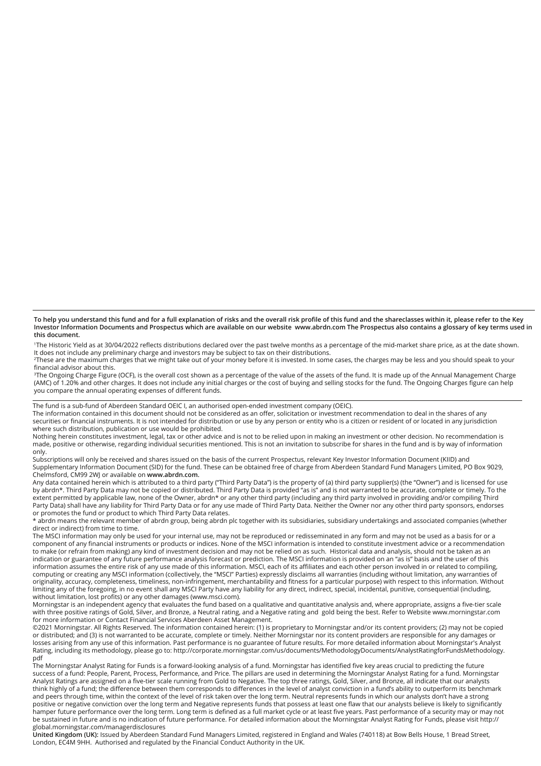**To help you understand this fund and for a full explanation of risks and the overall risk profile of this fund and the shareclasses within it, please refer to the Key Investor Information Documents and Prospectus which are available on our website www.abrdn.com The Prospectus also contains a glossary of key terms used in this document.**

[1]The Historic Yield as at 30/04/2022 reflects distributions declared over the past twelve months as a percentage of the mid-market share price, as at the date shown. It does not include any preliminary charge and investors may be subject to tax on their distributions.

[2]These are the maximum charges that we might take out of your money before it is invested. In some cases, the charges may be less and you should speak to your financial advisor about this.

[3]The Ongoing Charge Figure (OCF), is the overall cost shown as a percentage of the value of the assets of the fund. It is made up of the Annual Management Charge (AMC) of 1.20% and other charges. It does not include any initial charges or the cost of buying and selling stocks for the fund. The Ongoing Charges figure can help you compare the annual operating expenses of different funds.

---

The fund is a sub-fund of Aberdeen Standard OEIC I, an authorised open-ended investment company (OEIC).

The information contained in this document should not be considered as an offer, solicitation or investment recommendation to deal in the shares of any securities or financial instruments. It is not intended for distribution or use by any person or entity who is a citizen or resident of or located in any jurisdiction where such distribution, publication or use would be prohibited.

Nothing herein constitutes investment, legal, tax or other advice and is not to be relied upon in making an investment or other decision. No recommendation is made, positive or otherwise, regarding individual securities mentioned. This is not an invitation to subscribe for shares in the fund and is by way of information only.

Subscriptions will only be received and shares issued on the basis of the current Prospectus, relevant Key Investor Information Document (KIID) and Supplementary Information Document (SID) for the fund. These can be obtained free of charge from Aberdeen Standard Fund Managers Limited, PO Box 9029, Chelmsford, CM99 2WJ or available on **www.abrdn.com.**

Any data contained herein which is attributed to a third party ("Third Party Data") is the property of (a) third party supplier(s) (the "Owner") and is licensed for use by abrdn*. Third Party Data may not be copied or distributed. Third Party Data is provided "as is" and is not warranted to be accurate, complete or timely. To the extent permitted by applicable law, none of the Owner, abrdn* or any other third party (including any third party involved in providing and/or compiling Third Party Data) shall have any liability for Third Party Data or for any use made of Third Party Data. Neither the Owner nor any other third party sponsors, endorses or promotes the fund or product to which Third Party Data relates.

* abrdn means the relevant member of abrdn group, being abrdn plc together with its subsidiaries, subsidiary undertakings and associated companies (whether direct or indirect) from time to time.

The MSCI information may only be used for your internal use, may not be reproduced or redisseminated in any form and may not be used as a basis for or a component of any financial instruments or products or indices. None of the MSCI information is intended to constitute investment advice or a recommendation to make (or refrain from making) any kind of investment decision and may not be relied on as such. Historical data and analysis, should not be taken as an indication or guarantee of any future performance analysis forecast or prediction. The MSCI information is provided on an "as is" basis and the user of this information assumes the entire risk of any use made of this information. MSCI, each of its affiliates and each other person involved in or related to compiling, computing or creating any MSCI information (collectively, the "MSCI" Parties) expressly disclaims all warranties (including without limitation, any warranties of originality, accuracy, completeness, timeliness, non-infringement, merchantability and fitness for a particular purpose) with respect to this information. Without limiting any of the foregoing, in no event shall any MSCI Party have any liability for any direct, indirect, special, incidental, punitive, consequential (including, without limitation, lost profits) or any other damages (www.msci.com).

Morningstar is an independent agency that evaluates the fund based on a qualitative and quantitative analysis and, where appropriate, assigns a five-tier scale with three positive ratings of Gold, Silver, and Bronze, a Neutral rating, and a Negative rating and gold being the best. Refer to Website www.morningstar.com for more information or Contact Financial Services Aberdeen Asset Management.

©2021 Morningstar. All Rights Reserved. The information contained herein: (1) is proprietary to Morningstar and/or its content providers; (2) may not be copied or distributed; and (3) is not warranted to be accurate, complete or timely. Neither Morningstar nor its content providers are responsible for any damages or losses arising from any use of this information. Past performance is no guarantee of future results. For more detailed information about Morningstar's Analyst Rating, including its methodology, please go to: http://corporate.morningstar.com/us/documents/MethodologyDocuments/AnalystRatingforFundsMethodology.pdf

The Morningstar Analyst Rating for Funds is a forward-looking analysis of a fund. Morningstar has identified five key areas crucial to predicting the future success of a fund: People, Parent, Process, Performance, and Price. The pillars are used in determining the Morningstar Analyst Rating for a fund. Morningstar Analyst Ratings are assigned on a five-tier scale running from Gold to Negative. The top three ratings, Gold, Silver, and Bronze, all indicate that our analysts think highly of a fund; the difference between them corresponds to differences in the level of analyst conviction in a fund's ability to outperform its benchmark and peers through time, within the context of the level of risk taken over the long term. Neutral represents funds in which our analysts don't have a strong positive or negative conviction over the long term and Negative represents funds that possess at least one flaw that our analysts believe is likely to significantly hamper future performance over the long term. Long term is defined as a full market cycle or at least five years. Past performance of a security may or may not be sustained in future and is no indication of future performance. For detailed information about the Morningstar Analyst Rating for Funds, please visit http://global.morningstar.com/managerdisclosures

**United Kingdom (UK):** Issued by Aberdeen Standard Fund Managers Limited, registered in England and Wales (740118) at Bow Bells House, 1 Bread Street, London, EC4M 9HH. Authorised and regulated by the Financial Conduct Authority in the UK.